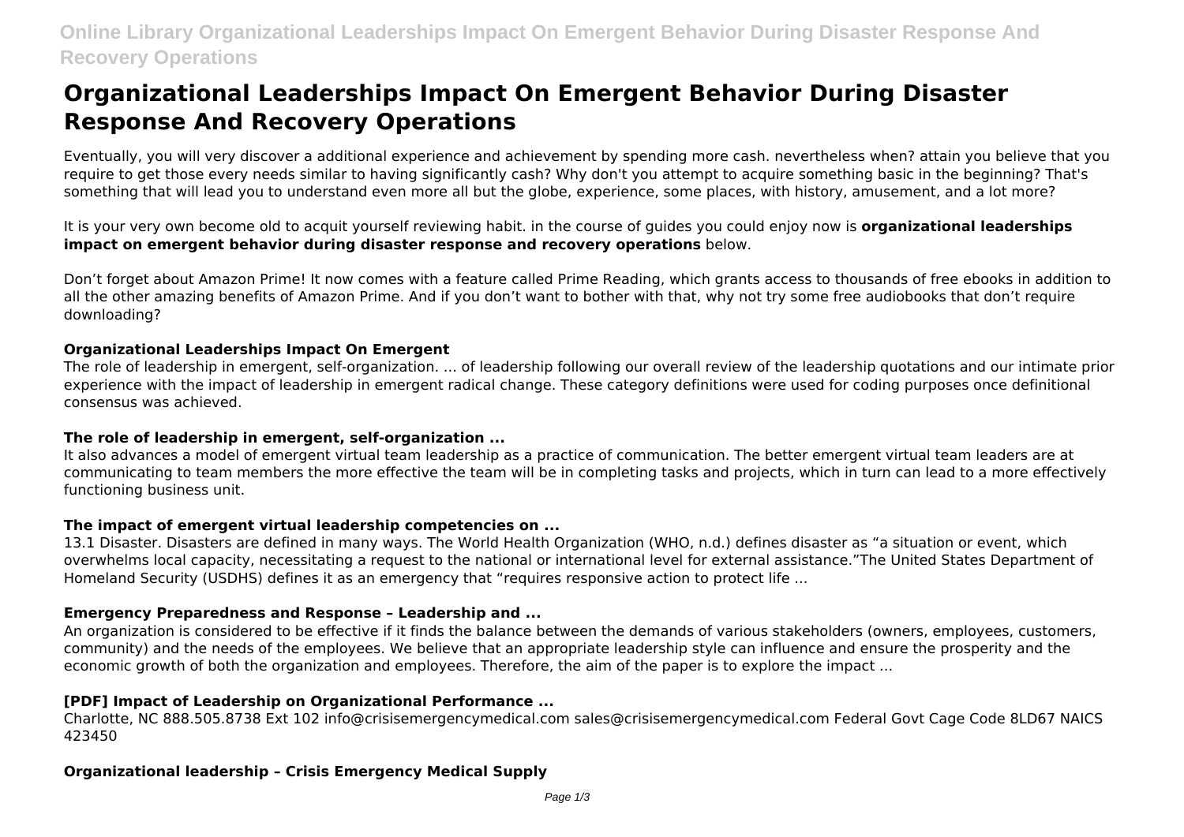# Organizational Leaderships Impact On Emergent Behavior During Disaster Response And Recovery Operations

Eventually, you will very discover a additional experience and achievement by spending more cash. nevertheless when? attain you believe that you require to get those every needs similar to having significantly cash? Why don't you attempt to acquire something basic in the beginning? That's something that will lead you to understand even more all but the globe, experience, some places, with history, amusement, and a lot more?

It is your very own become old to acquit yourself reviewing habit. in the course of guides you could enjoy now is **organizational leaderships impact on emergent behavior during disaster response and recovery operations** below.

Don't forget about Amazon Prime! It now comes with a feature called Prime Reading, which grants access to thousands of free ebooks in addition to all the other amazing benefits of Amazon Prime. And if you don't want to bother with that, why not try some free audiobooks that don't require downloading?

### Organizational Leaderships Impact On Emergent

The role of leadership in emergent, self-organization. ... of leadership following our overall review of the leadership quotations and our intimate prior experience with the impact of leadership in emergent radical change. These category definitions were used for coding purposes once definitional consensus was achieved.

### The role of leadership in emergent, self-organization ...

It also advances a model of emergent virtual team leadership as a practice of communication. The better emergent virtual team leaders are at communicating to team members the more effective the team will be in completing tasks and projects, which in turn can lead to a more effectively functioning business unit.

### The impact of emergent virtual leadership competencies on ...

13.1 Disaster. Disasters are defined in many ways. The World Health Organization (WHO, n.d.) defines disaster as "a situation or event, which overwhelms local capacity, necessitating a request to the national or international level for external assistance."The United States Department of Homeland Security (USDHS) defines it as an emergency that "requires responsive action to protect life ...

### Emergency Preparedness and Response – Leadership and ...

An organization is considered to be effective if it finds the balance between the demands of various stakeholders (owners, employees, customers, community) and the needs of the employees. We believe that an appropriate leadership style can influence and ensure the prosperity and the economic growth of both the organization and employees. Therefore, the aim of the paper is to explore the impact ...

### [PDF] Impact of Leadership on Organizational Performance ...

Charlotte, NC 888.505.8738 Ext 102 info@crisisemergencymedical.com sales@crisisemergencymedical.com Federal Govt Cage Code 8LD67 NAICS 423450

### Organizational leadership – Crisis Emergency Medical Supply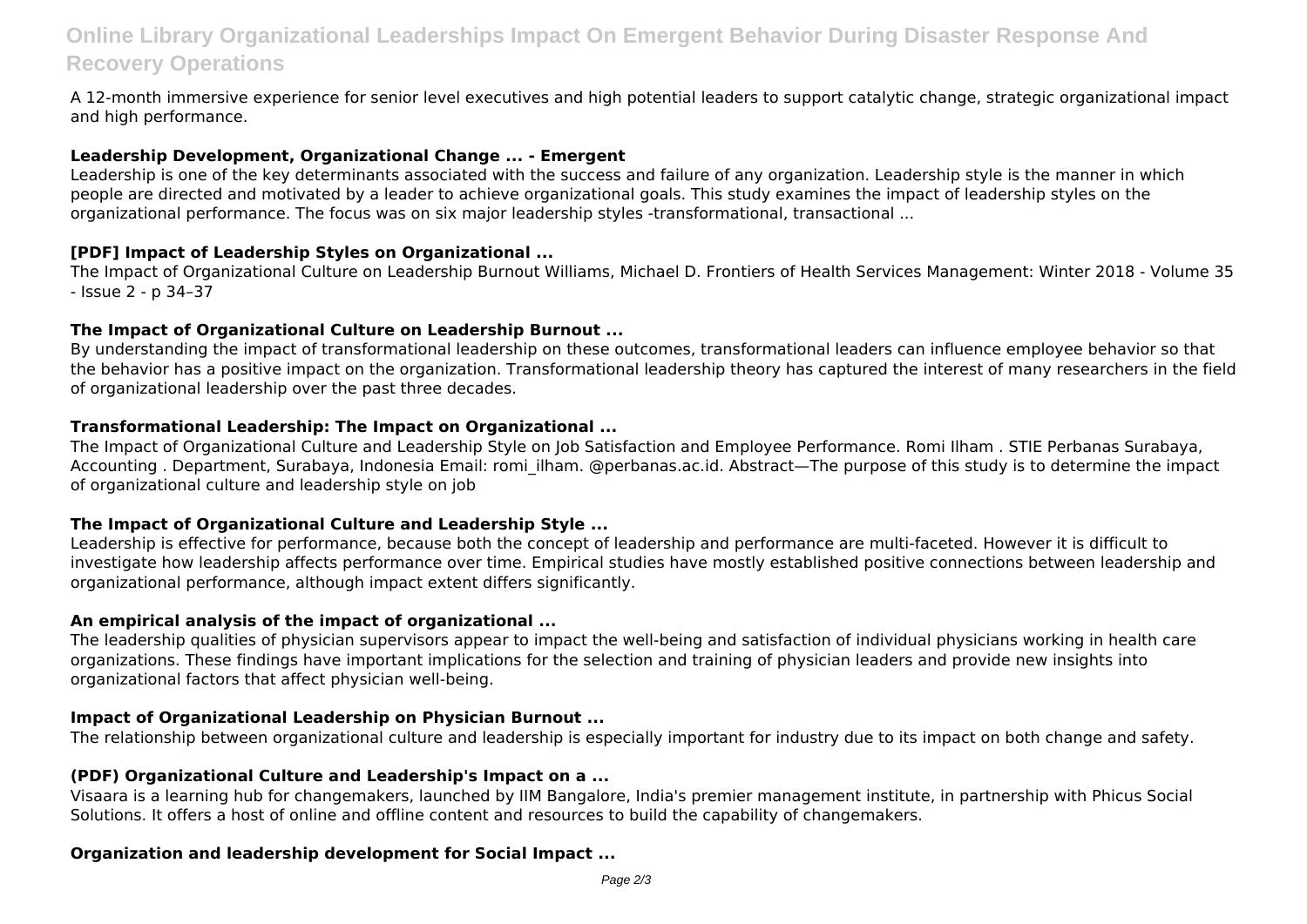A 12-month immersive experience for senior level executives and high potential leaders to support catalytic change, strategic organizational impact and high performance.

**Leadership Development, Organizational Change ... - Emergent**

Leadership is one of the key determinants associated with the success and failure of any organization. Leadership style is the manner in which people are directed and motivated by a leader to achieve organizational goals. This study examines the impact of leadership styles on the organizational performance. The focus was on six major leadership styles -transformational, transactional ...

**[PDF] Impact of Leadership Styles on Organizational ...**

The Impact of Organizational Culture on Leadership Burnout Williams, Michael D. Frontiers of Health Services Management: Winter 2018 - Volume 35 - Issue 2 - p 34–37

**The Impact of Organizational Culture on Leadership Burnout ...**

By understanding the impact of transformational leadership on these outcomes, transformational leaders can influence employee behavior so that the behavior has a positive impact on the organization. Transformational leadership theory has captured the interest of many researchers in the field of organizational leadership over the past three decades.

**Transformational Leadership: The Impact on Organizational ...**

The Impact of Organizational Culture and Leadership Style on Job Satisfaction and Employee Performance. Romi Ilham . STIE Perbanas Surabaya, Accounting . Department, Surabaya, Indonesia Email: romi_ilham. @perbanas.ac.id. Abstract—The purpose of this study is to determine the impact of organizational culture and leadership style on job

**The Impact of Organizational Culture and Leadership Style ...**

Leadership is effective for performance, because both the concept of leadership and performance are multi-faceted. However it is difficult to investigate how leadership affects performance over time. Empirical studies have mostly established positive connections between leadership and organizational performance, although impact extent differs significantly.

**An empirical analysis of the impact of organizational ...**

The leadership qualities of physician supervisors appear to impact the well-being and satisfaction of individual physicians working in health care organizations. These findings have important implications for the selection and training of physician leaders and provide new insights into organizational factors that affect physician well-being.

**Impact of Organizational Leadership on Physician Burnout ...**

The relationship between organizational culture and leadership is especially important for industry due to its impact on both change and safety.

**(PDF) Organizational Culture and Leadership's Impact on a ...**

Visaara is a learning hub for changemakers, launched by IIM Bangalore, India's premier management institute, in partnership with Phicus Social Solutions. It offers a host of online and offline content and resources to build the capability of changemakers.

**Organization and leadership development for Social Impact ...**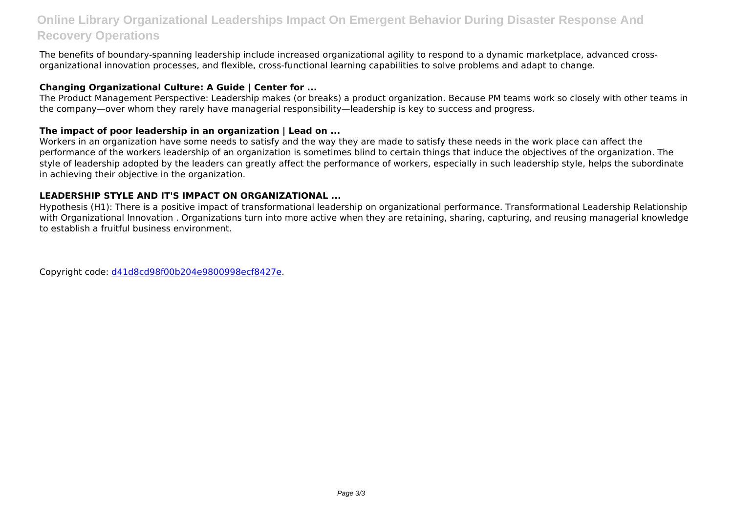The benefits of boundary-spanning leadership include increased organizational agility to respond to a dynamic marketplace, advanced cross-organizational innovation processes, and flexible, cross-functional learning capabilities to solve problems and adapt to change.

**Changing Organizational Culture: A Guide | Center for ...**

The Product Management Perspective: Leadership makes (or breaks) a product organization. Because PM teams work so closely with other teams in the company—over whom they rarely have managerial responsibility—leadership is key to success and progress.

**The impact of poor leadership in an organization | Lead on ...**

Workers in an organization have some needs to satisfy and the way they are made to satisfy these needs in the work place can affect the performance of the workers leadership of an organization is sometimes blind to certain things that induce the objectives of the organization. The style of leadership adopted by the leaders can greatly affect the performance of workers, especially in such leadership style, helps the subordinate in achieving their objective in the organization.

**LEADERSHIP STYLE AND IT'S IMPACT ON ORGANIZATIONAL ...**

Hypothesis (H1): There is a positive impact of transformational leadership on organizational performance. Transformational Leadership Relationship with Organizational Innovation . Organizations turn into more active when they are retaining, sharing, capturing, and reusing managerial knowledge to establish a fruitful business environment.

Copyright code: d41d8cd98f00b204e9800998ecf8427e.